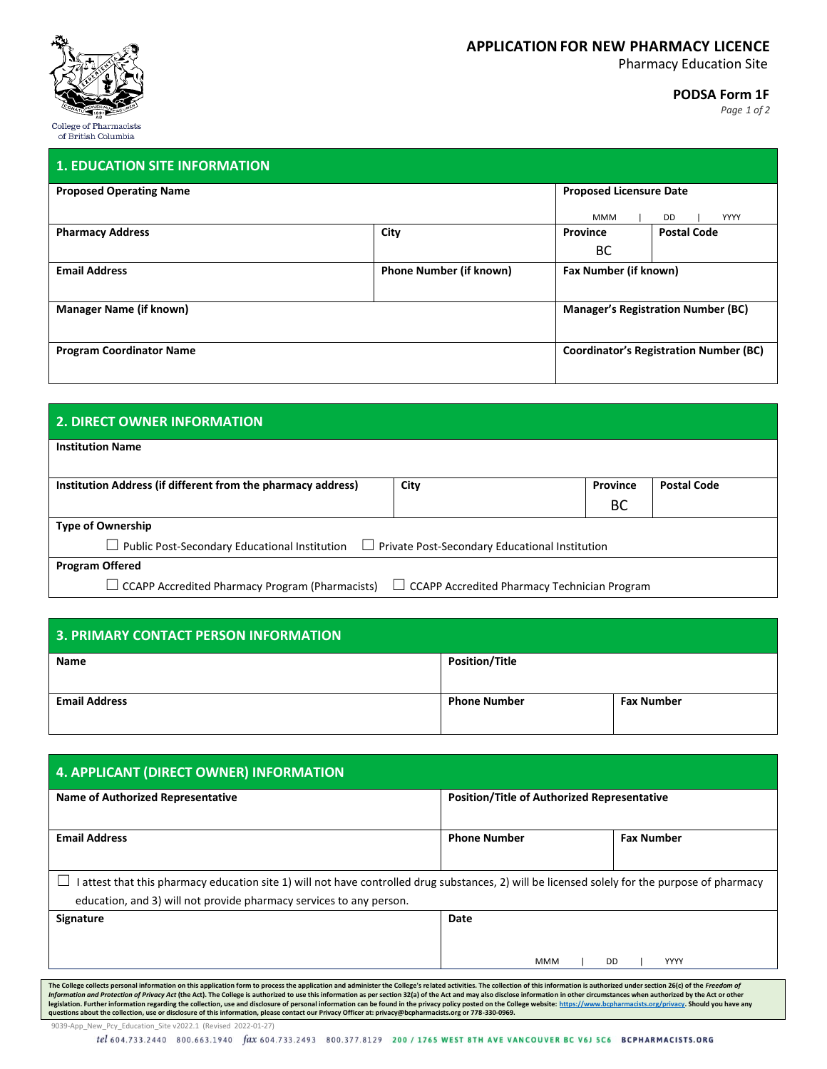College of Pharmacists of British Columbia

# APPLICATION FOR NEW PHARMACY LICENCE

Pharmacy Education Site

**PODSA Form 1F**

## 1. EDUCATION SITE INFORMATION

| Proposed Operating Name | | Proposed Licensure Date | |
|---|---|---|---|
| | | MMM \| DD \| YYYY | |
| **Pharmacy Address** | **City** | **Province** | **Postal Code** |
| | | BC | |
| **Email Address** | **Phone Number (if known)** | **Fax Number (if known)** | |
| **Manager Name (if known)** | | **Manager's Registration Number (BC)** | |
| **Program Coordinator Name** | | **Coordinator's Registration Number (BC)** | |

## 2. DIRECT OWNER INFORMATION

| Institution Name | | | |
|---|---|---|---|
| **Institution Address (if different from the pharmacy address)** | **City** | **Province** | **Postal Code** |
| | | BC | |

**Type of Ownership**

☐ Public Post-Secondary Educational Institution ☐ Private Post-Secondary Educational Institution

**Program Offered**

☐ CCAPP Accredited Pharmacy Program (Pharmacists) ☐ CCAPP Accredited Pharmacy Technician Program

## 3. PRIMARY CONTACT PERSON INFORMATION

| Name | Position/Title | |
|---|---|---|
| **Email Address** | **Phone Number** | **Fax Number** |

## 4. APPLICANT (DIRECT OWNER) INFORMATION

| Name of Authorized Representative | Position/Title of Authorized Representative | |
|---|---|---|
| **Email Address** | **Phone Number** | **Fax Number** |

☐ I attest that this pharmacy education site 1) will not have controlled drug substances, 2) will be licensed solely for the purpose of pharmacy education, and 3) will not provide pharmacy services to any person.

| Signature | Date |
|---|---|
| | MMM \| DD \| YYYY |

The College collects personal information on this application form to process the application and administer the College's related activities. The collection of this information is authorized under section 26(c) of the *Freedom of Information and Protection of Privacy Act* (the Act). The College is authorized to use this information as per section 32(a) of the Act and may also disclose information in other circumstances when authorized by the Act or other legislation. Further information regarding the collection, use and disclosure of personal information can be found in the privacy policy posted on the College website: https://www.bcpharmacists.org/privacy. Should you have any questions about the collection, use or disclosure of this information, please contact our Privacy Officer at: privacy@bcpharmacists.org or 778-330-0969.

9039-App_New_Pcy_Education_Site v2022.1 (Revised 2022-01-27)

tel 604.733.2440 800.663.1940 fax 604.733.2493 800.377.8129 200 / 1765 WEST 8TH AVE VANCOUVER BC V6J 5C6 BCPHARMACISTS.ORG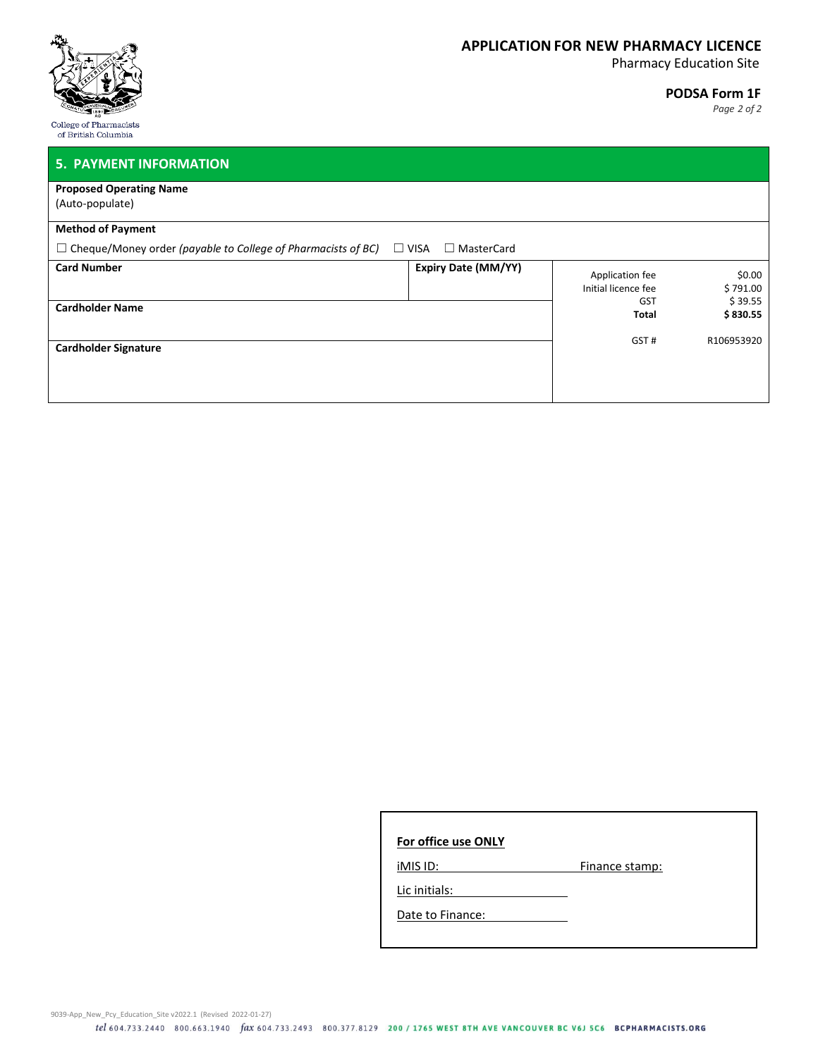## 5. PAYMENT INFORMATION

**Proposed Operating Name**
(Auto-populate)

**Method of Payment**

☐ Cheque/Money order *(payable to College of Pharmacists of BC)* ☐ VISA ☐ MasterCard

| | | | |
|---|---|---|---|
| **Card Number** | **Expiry Date (MM/YY)** | Application fee | $0.00 |
| | | Initial licence fee | $ 791.00 |
| **Cardholder Name** | | GST | $ 39.55 |
| | | **Total** | **$ 830.55** |
| **Cardholder Signature** | | GST # | R106953920 |

**For office use ONLY**

iMIS ID: Finance stamp:

Lic initials:

Date to Finance:

9039-App_New_Pcy_Education_Site v2022.1 (Revised 2022-01-27)

tel 604.733.2440 800.663.1940 fax 604.733.2493 800.377.8129 200 / 1765 WEST 8TH AVE VANCOUVER BC V6J 5C6 BCPHARMACISTS.ORG